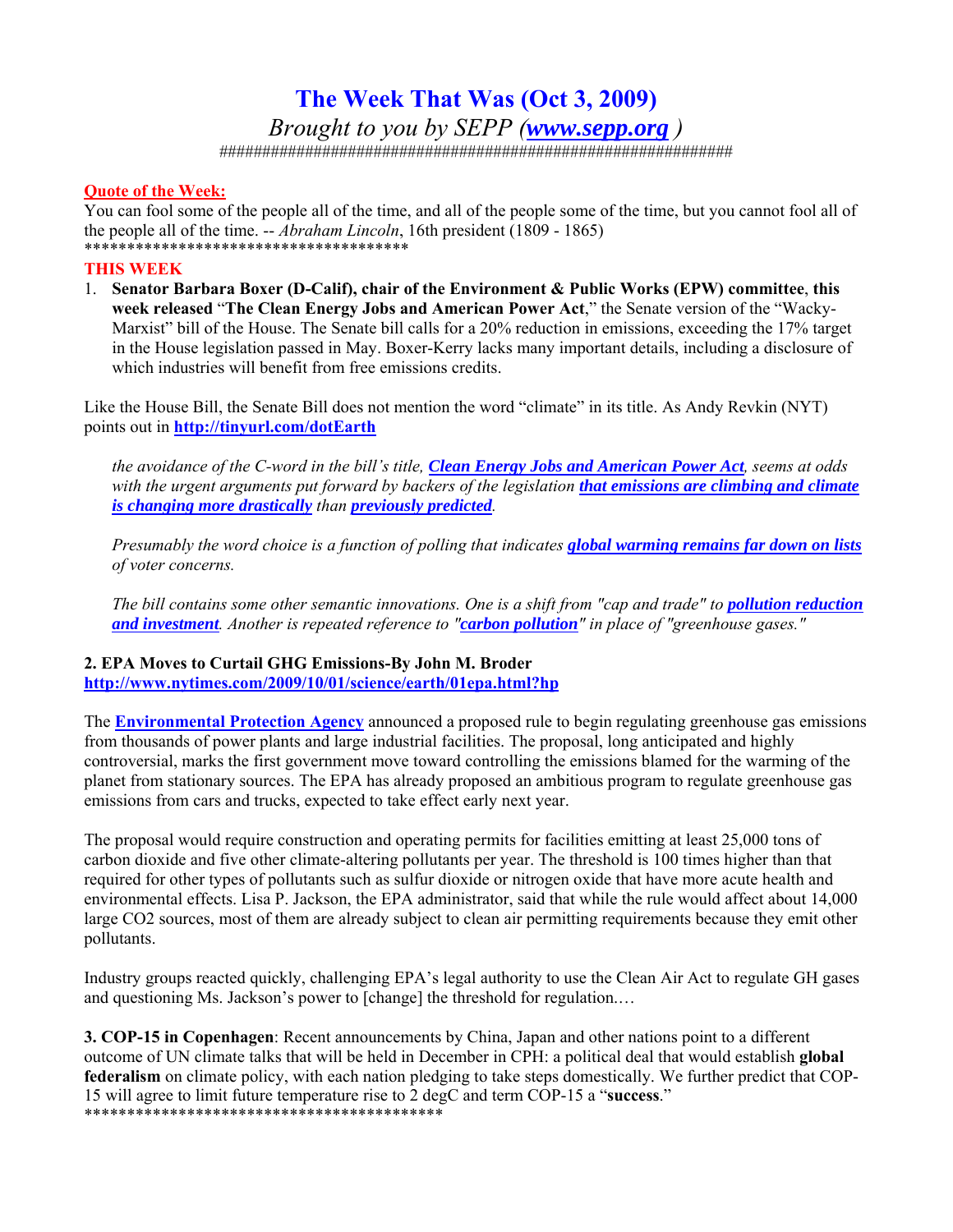# The Week That Was (Oct 3, 2009)

*Brought to you by SEPP (**www.sepp.org** )*

################################################################

**Quote of the Week:**

You can fool some of the people all of the time, and all of the people some of the time, but you cannot fool all of the people all of the time. -- *Abraham Lincoln*, 16th president (1809 - 1865)

***************************************

**THIS WEEK**

1. **Senator Barbara Boxer (D-Calif), chair of the Environment & Public Works (EPW) committee**, **this week released** "**The Clean Energy Jobs and American Power Act**," the Senate version of the "Wacky-Marxist" bill of the House. The Senate bill calls for a 20% reduction in emissions, exceeding the 17% target in the House legislation passed in May. Boxer-Kerry lacks many important details, including a disclosure of which industries will benefit from free emissions credits.

Like the House Bill, the Senate Bill does not mention the word "climate" in its title. As Andy Revkin (NYT) points out in **http://tinyurl.com/dotEarth**

> *the avoidance of the C-word in the bill's title, **Clean Energy Jobs and American Power Act**, seems at odds with the urgent arguments put forward by backers of the legislation **that emissions are climbing and climate is changing more drastically** than **previously predicted**.*
>
> *Presumably the word choice is a function of polling that indicates **global warming remains far down on lists** of voter concerns.*
>
> *The bill contains some other semantic innovations. One is a shift from "cap and trade" to **pollution reduction and investment**. Another is repeated reference to "**carbon pollution**" in place of "greenhouse gases."*

**2. EPA Moves to Curtail GHG Emissions-By John M. Broder**
**http://www.nytimes.com/2009/10/01/science/earth/01epa.html?hp**

The **Environmental Protection Agency** announced a proposed rule to begin regulating greenhouse gas emissions from thousands of power plants and large industrial facilities. The proposal, long anticipated and highly controversial, marks the first government move toward controlling the emissions blamed for the warming of the planet from stationary sources. The EPA has already proposed an ambitious program to regulate greenhouse gas emissions from cars and trucks, expected to take effect early next year.

The proposal would require construction and operating permits for facilities emitting at least 25,000 tons of carbon dioxide and five other climate-altering pollutants per year. The threshold is 100 times higher than that required for other types of pollutants such as sulfur dioxide or nitrogen oxide that have more acute health and environmental effects. Lisa P. Jackson, the EPA administrator, said that while the rule would affect about 14,000 large CO2 sources, most of them are already subject to clean air permitting requirements because they emit other pollutants.

Industry groups reacted quickly, challenging EPA's legal authority to use the Clean Air Act to regulate GH gases and questioning Ms. Jackson's power to [change] the threshold for regulation.…

**3. COP-15 in Copenhagen**: Recent announcements by China, Japan and other nations point to a different outcome of UN climate talks that will be held in December in CPH: a political deal that would establish **global federalism** on climate policy, with each nation pledging to take steps domestically. We further predict that COP-15 will agree to limit future temperature rise to 2 degC and term COP-15 a "**success**."

*******************************************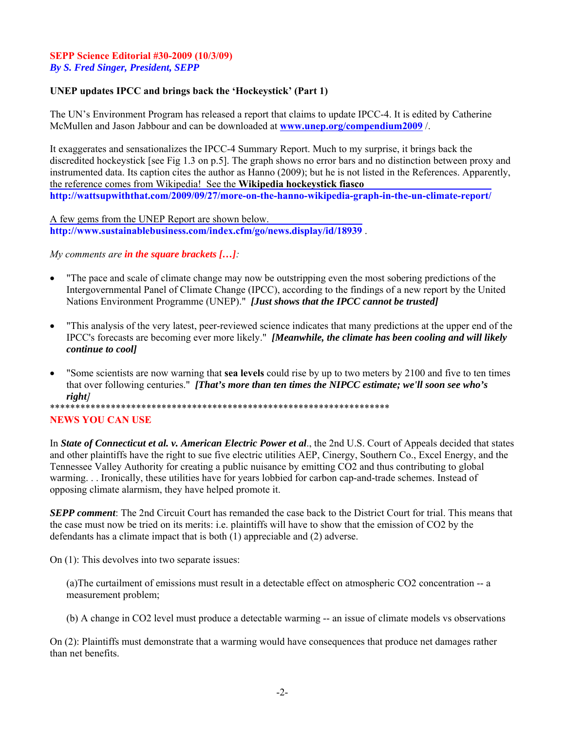**SEPP Science Editorial #30-2009 (10/3/09)**
*By S. Fred Singer, President, SEPP*

**UNEP updates IPCC and brings back the 'Hockeystick' (Part 1)**

The UN's Environment Program has released a report that claims to update IPCC-4. It is edited by Catherine McMullen and Jason Jabbour and can be downloaded at **www.unep.org/compendium2009** /.

It exaggerates and sensationalizes the IPCC-4 Summary Report. Much to my surprise, it brings back the discredited hockeystick [see Fig 1.3 on p.5]. The graph shows no error bars and no distinction between proxy and instrumented data. Its caption cites the author as Hanno (2009); but he is not listed in the References. Apparently, the reference comes from Wikipedia! See the **Wikipedia hockeystick fiasco**
**http://wattsupwiththat.com/2009/09/27/more-on-the-hanno-wikipedia-graph-in-the-un-climate-report/**

A few gems from the UNEP Report are shown below.
**http://www.sustainablebusiness.com/index.cfm/go/news.display/id/18939** .

*My comments are **in the square brackets […]**:*

- "The pace and scale of climate change may now be outstripping even the most sobering predictions of the Intergovernmental Panel of Climate Change (IPCC), according to the findings of a new report by the United Nations Environment Programme (UNEP)." ***[Just shows that the IPCC cannot be trusted]***

- "This analysis of the very latest, peer-reviewed science indicates that many predictions at the upper end of the IPCC's forecasts are becoming ever more likely." ***[Meanwhile, the climate has been cooling and will likely continue to cool]***

- "Some scientists are now warning that **sea levels** could rise by up to two meters by 2100 and five to ten times that over following centuries." ***[That's more than ten times the NIPCC estimate; we'll soon see who's right]***

*******************************************************************

**NEWS YOU CAN USE**

In ***State of Connecticut et al. v. American Electric Power et al***., the 2nd U.S. Court of Appeals decided that states and other plaintiffs have the right to sue five electric utilities AEP, Cinergy, Southern Co., Excel Energy, and the Tennessee Valley Authority for creating a public nuisance by emitting $CO_2$ and thus contributing to global warming. . . Ironically, these utilities have for years lobbied for carbon cap-and-trade schemes. Instead of opposing climate alarmism, they have helped promote it.

***SEPP comment***: The 2nd Circuit Court has remanded the case back to the District Court for trial. This means that the case must now be tried on its merits: i.e. plaintiffs will have to show that the emission of $CO_2$ by the defendants has a climate impact that is both (1) appreciable and (2) adverse.

On (1): This devolves into two separate issues:

(a)The curtailment of emissions must result in a detectable effect on atmospheric $CO_2$ concentration -- a measurement problem;

(b) A change in $CO_2$ level must produce a detectable warming -- an issue of climate models vs observations

On (2): Plaintiffs must demonstrate that a warming would have consequences that produce net damages rather than net benefits.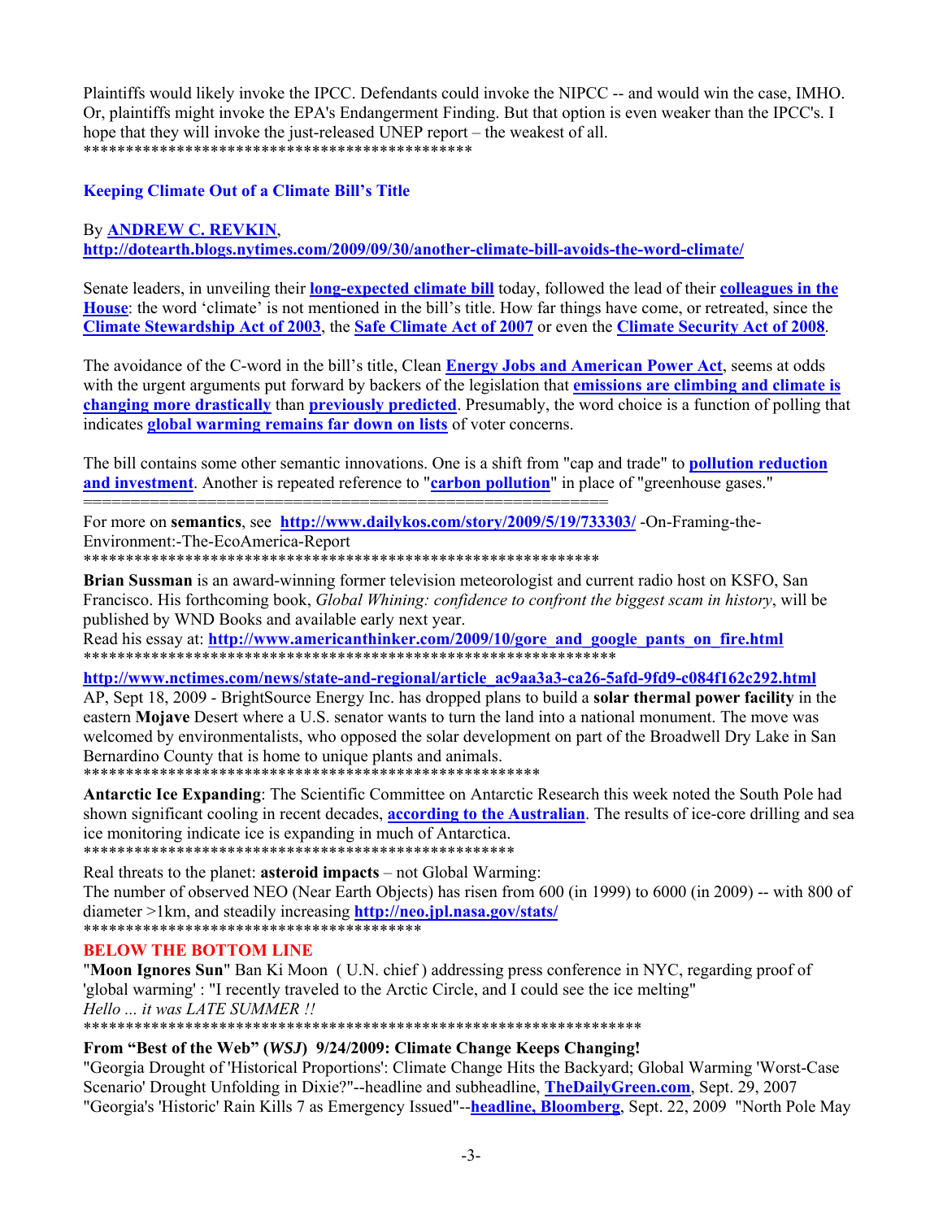Plaintiffs would likely invoke the IPCC. Defendants could invoke the NIPCC -- and would win the case, IMHO. Or, plaintiffs might invoke the EPA's Endangerment Finding. But that option is even weaker than the IPCC's. I hope that they will invoke the just-released UNEP report – the weakest of all.

**********************************************

### Keeping Climate Out of a Climate Bill's Title

By **ANDREW C. REVKIN**,
**http://dotearth.blogs.nytimes.com/2009/09/30/another-climate-bill-avoids-the-word-climate/**

Senate leaders, in unveiling their **long-expected climate bill** today, followed the lead of their **colleagues in the House**: the word 'climate' is not mentioned in the bill's title. How far things have come, or retreated, since the **Climate Stewardship Act of 2003**, the **Safe Climate Act of 2007** or even the **Climate Security Act of 2008**.

The avoidance of the C-word in the bill's title, Clean **Energy Jobs and American Power Act**, seems at odds with the urgent arguments put forward by backers of the legislation that **emissions are climbing and climate is changing more drastically** than **previously predicted**. Presumably, the word choice is a function of polling that indicates **global warming remains far down on lists** of voter concerns.

The bill contains some other semantic innovations. One is a shift from "cap and trade" to **pollution reduction and investment**. Another is repeated reference to "**carbon pollution**" in place of "greenhouse gases."

==================================================

For more on **semantics**, see **http://www.dailykos.com/story/2009/5/19/733303/** -On-Framing-the-Environment:-The-EcoAmerica-Report

*************************************************************

**Brian Sussman** is an award-winning former television meteorologist and current radio host on KSFO, San Francisco. His forthcoming book, *Global Whining: confidence to confront the biggest scam in history*, will be published by WND Books and available early next year.
Read his essay at: **http://www.americanthinker.com/2009/10/gore_and_google_pants_on_fire.html**

*****************************************************************

**http://www.nctimes.com/news/state-and-regional/article_ac9aa3a3-ca26-5afd-9fd9-c084f162c292.html**
AP, Sept 18, 2009 - BrightSource Energy Inc. has dropped plans to build a **solar thermal power facility** in the eastern **Mojave** Desert where a U.S. senator wants to turn the land into a national monument. The move was welcomed by environmentalists, who opposed the solar development on part of the Broadwell Dry Lake in San Bernardino County that is home to unique plants and animals.

*******************************************************

**Antarctic Ice Expanding**: The Scientific Committee on Antarctic Research this week noted the South Pole had shown significant cooling in recent decades, **according to the Australian**. The results of ice-core drilling and sea ice monitoring indicate ice is expanding in much of Antarctica.

***************************************************

Real threats to the planet: **asteroid impacts** – not Global Warming:
The number of observed NEO (Near Earth Objects) has risen from 600 (in 1999) to 6000 (in 2009) -- with 800 of diameter >1km, and steadily increasing **http://neo.jpl.nasa.gov/stats/**

****************************************

**BELOW THE BOTTOM LINE**

"**Moon Ignores Sun**" Ban Ki Moon ( U.N. chief ) addressing press conference in NYC, regarding proof of 'global warming' : "I recently traveled to the Arctic Circle, and I could see the ice melting"
*Hello ... it was LATE SUMMER !!*

*******************************************************************

**From "Best of the Web" (*WSJ*) 9/24/2009: Climate Change Keeps Changing!**

"Georgia Drought of 'Historical Proportions': Climate Change Hits the Backyard; Global Warming 'Worst-Case Scenario' Drought Unfolding in Dixie?"--headline and subheadline, **TheDailyGreen.com**, Sept. 29, 2007
"Georgia's 'Historic' Rain Kills 7 as Emergency Issued"--**headline, Bloomberg**, Sept. 22, 2009 "North Pole May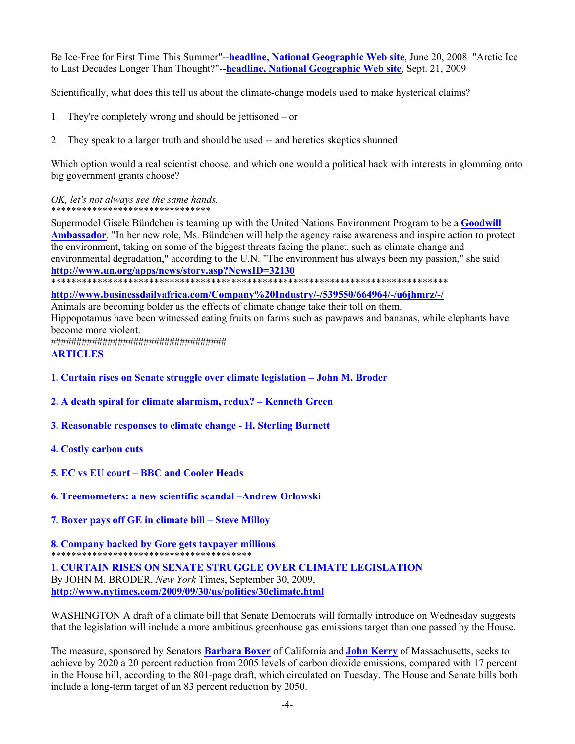Be Ice-Free for First Time This Summer"--**headline, National Geographic Web site**, June 20, 2008 "Arctic Ice to Last Decades Longer Than Thought?"--**headline, National Geographic Web site**, Sept. 21, 2009

Scientifically, what does this tell us about the climate-change models used to make hysterical claims?

1. They're completely wrong and should be jettisoned – or

2. They speak to a larger truth and should be used -- and heretics skeptics shunned

Which option would a real scientist choose, and which one would a political hack with interests in glomming onto big government grants choose?

*OK, let's not always see the same hands.*
*******************************

Supermodel Gisele Bündchen is teaming up with the United Nations Environment Program to be a **Goodwill Ambassador**. "In her new role, Ms. Bündchen will help the agency raise awareness and inspire action to protect the environment, taking on some of the biggest threats facing the planet, such as climate change and environmental degradation," according to the U.N. "The environment has always been my passion," she said **http://www.un.org/apps/news/story.asp?NewsID=32130**
*****************************************************************************

**http://www.businessdailyafrica.com/Company%20Industry/-/539550/664964/-/u6jhmrz/-/**
Animals are becoming bolder as the effects of climate change take their toll on them.
Hippopotamus have been witnessed eating fruits on farms such as pawpaws and bananas, while elephants have become more violent.
##################################

## ARTICLES

**1. Curtain rises on Senate struggle over climate legislation – John M. Broder**

**2. A death spiral for climate alarmism, redux? – Kenneth Green**

**3. Reasonable responses to climate change - H. Sterling Burnett**

**4. Costly carbon cuts**

**5. EC vs EU court – BBC and Cooler Heads**

**6. Treemometers: a new scientific scandal –Andrew Orlowski**

**7. Boxer pays off GE in climate bill – Steve Milloy**

**8. Company backed by Gore gets taxpayer millions**
***************************************

## 1. CURTAIN RISES ON SENATE STRUGGLE OVER CLIMATE LEGISLATION

By JOHN M. BRODER, *New York* Times, September 30, 2009,
**http://www.nytimes.com/2009/09/30/us/politics/30climate.html**

WASHINGTON A draft of a climate bill that Senate Democrats will formally introduce on Wednesday suggests that the legislation will include a more ambitious greenhouse gas emissions target than one passed by the House.

The measure, sponsored by Senators **Barbara Boxer** of California and **John Kerry** of Massachusetts, seeks to achieve by 2020 a 20 percent reduction from 2005 levels of carbon dioxide emissions, compared with 17 percent in the House bill, according to the 801-page draft, which circulated on Tuesday. The House and Senate bills both include a long-term target of an 83 percent reduction by 2050.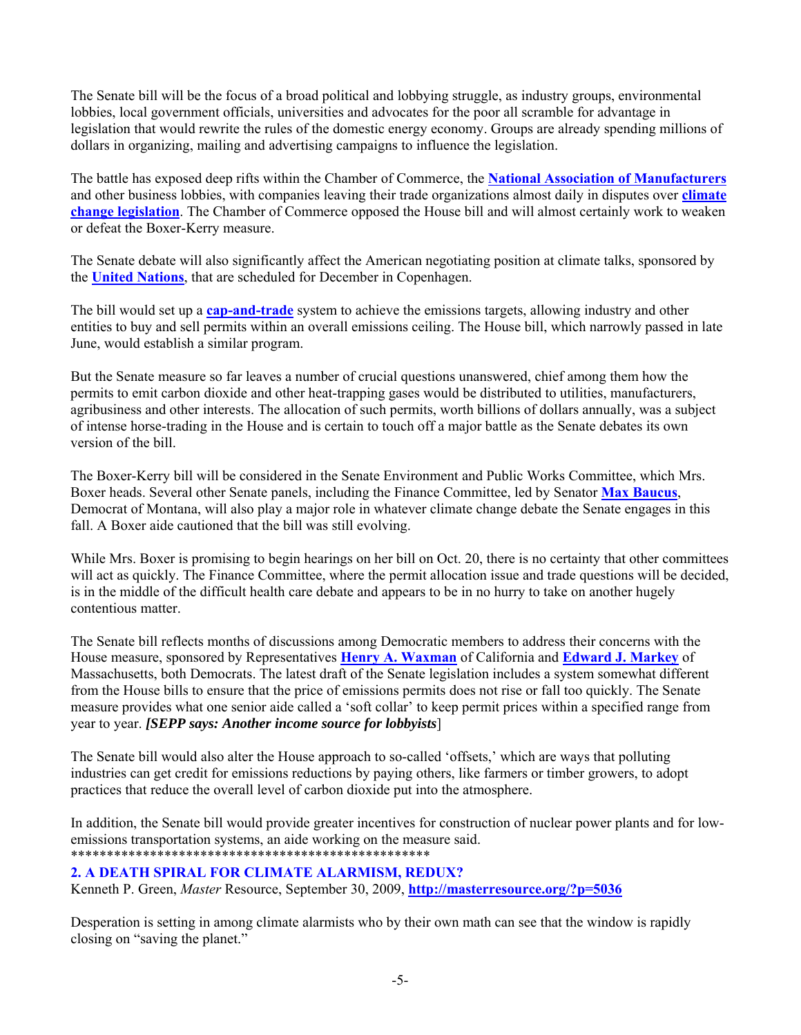The Senate bill will be the focus of a broad political and lobbying struggle, as industry groups, environmental lobbies, local government officials, universities and advocates for the poor all scramble for advantage in legislation that would rewrite the rules of the domestic energy economy. Groups are already spending millions of dollars in organizing, mailing and advertising campaigns to influence the legislation.

The battle has exposed deep rifts within the Chamber of Commerce, the **National Association of Manufacturers** and other business lobbies, with companies leaving their trade organizations almost daily in disputes over **climate change legislation**. The Chamber of Commerce opposed the House bill and will almost certainly work to weaken or defeat the Boxer-Kerry measure.

The Senate debate will also significantly affect the American negotiating position at climate talks, sponsored by the **United Nations**, that are scheduled for December in Copenhagen.

The bill would set up a **cap-and-trade** system to achieve the emissions targets, allowing industry and other entities to buy and sell permits within an overall emissions ceiling. The House bill, which narrowly passed in late June, would establish a similar program.

But the Senate measure so far leaves a number of crucial questions unanswered, chief among them how the permits to emit carbon dioxide and other heat-trapping gases would be distributed to utilities, manufacturers, agribusiness and other interests. The allocation of such permits, worth billions of dollars annually, was a subject of intense horse-trading in the House and is certain to touch off a major battle as the Senate debates its own version of the bill.

The Boxer-Kerry bill will be considered in the Senate Environment and Public Works Committee, which Mrs. Boxer heads. Several other Senate panels, including the Finance Committee, led by Senator **Max Baucus**, Democrat of Montana, will also play a major role in whatever climate change debate the Senate engages in this fall. A Boxer aide cautioned that the bill was still evolving.

While Mrs. Boxer is promising to begin hearings on her bill on Oct. 20, there is no certainty that other committees will act as quickly. The Finance Committee, where the permit allocation issue and trade questions will be decided, is in the middle of the difficult health care debate and appears to be in no hurry to take on another hugely contentious matter.

The Senate bill reflects months of discussions among Democratic members to address their concerns with the House measure, sponsored by Representatives **Henry A. Waxman** of California and **Edward J. Markey** of Massachusetts, both Democrats. The latest draft of the Senate legislation includes a system somewhat different from the House bills to ensure that the price of emissions permits does not rise or fall too quickly. The Senate measure provides what one senior aide called a 'soft collar' to keep permit prices within a specified range from year to year. ***[SEPP says: Another income source for lobbyists***]

The Senate bill would also alter the House approach to so-called 'offsets,' which are ways that polluting industries can get credit for emissions reductions by paying others, like farmers or timber growers, to adopt practices that reduce the overall level of carbon dioxide put into the atmosphere.

In addition, the Senate bill would provide greater incentives for construction of nuclear power plants and for low-emissions transportation systems, an aide working on the measure said.
**************************************************

## 2. A DEATH SPIRAL FOR CLIMATE ALARMISM, REDUX?

Kenneth P. Green, *Master* Resource, September 30, 2009, **http://masterresource.org/?p=5036**

Desperation is setting in among climate alarmists who by their own math can see that the window is rapidly closing on "saving the planet."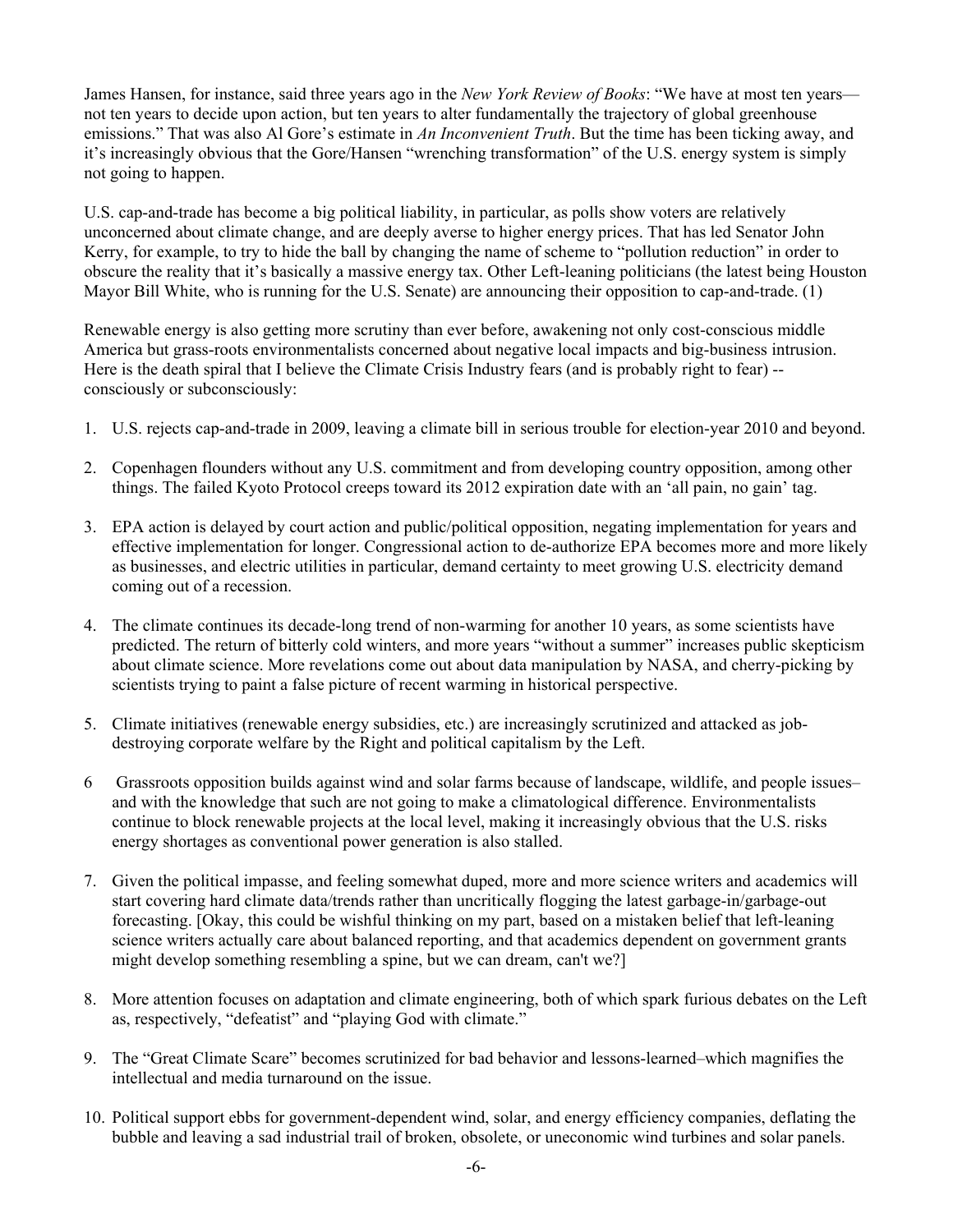James Hansen, for instance, said three years ago in the *New York Review of Books*: "We have at most ten years—not ten years to decide upon action, but ten years to alter fundamentally the trajectory of global greenhouse emissions." That was also Al Gore's estimate in *An Inconvenient Truth*. But the time has been ticking away, and it's increasingly obvious that the Gore/Hansen "wrenching transformation" of the U.S. energy system is simply not going to happen.

U.S. cap-and-trade has become a big political liability, in particular, as polls show voters are relatively unconcerned about climate change, and are deeply averse to higher energy prices. That has led Senator John Kerry, for example, to try to hide the ball by changing the name of scheme to "pollution reduction" in order to obscure the reality that it's basically a massive energy tax. Other Left-leaning politicians (the latest being Houston Mayor Bill White, who is running for the U.S. Senate) are announcing their opposition to cap-and-trade. (1)

Renewable energy is also getting more scrutiny than ever before, awakening not only cost-conscious middle America but grass-roots environmentalists concerned about negative local impacts and big-business intrusion. Here is the death spiral that I believe the Climate Crisis Industry fears (and is probably right to fear) -- consciously or subconsciously:

1. U.S. rejects cap-and-trade in 2009, leaving a climate bill in serious trouble for election-year 2010 and beyond.

2. Copenhagen flounders without any U.S. commitment and from developing country opposition, among other things. The failed Kyoto Protocol creeps toward its 2012 expiration date with an 'all pain, no gain' tag.

3. EPA action is delayed by court action and public/political opposition, negating implementation for years and effective implementation for longer. Congressional action to de-authorize EPA becomes more and more likely as businesses, and electric utilities in particular, demand certainty to meet growing U.S. electricity demand coming out of a recession.

4. The climate continues its decade-long trend of non-warming for another 10 years, as some scientists have predicted. The return of bitterly cold winters, and more years "without a summer" increases public skepticism about climate science. More revelations come out about data manipulation by NASA, and cherry-picking by scientists trying to paint a false picture of recent warming in historical perspective.

5. Climate initiatives (renewable energy subsidies, etc.) are increasingly scrutinized and attacked as job-destroying corporate welfare by the Right and political capitalism by the Left.

6. Grassroots opposition builds against wind and solar farms because of landscape, wildlife, and people issues–and with the knowledge that such are not going to make a climatological difference. Environmentalists continue to block renewable projects at the local level, making it increasingly obvious that the U.S. risks energy shortages as conventional power generation is also stalled.

7. Given the political impasse, and feeling somewhat duped, more and more science writers and academics will start covering hard climate data/trends rather than uncritically flogging the latest garbage-in/garbage-out forecasting. [Okay, this could be wishful thinking on my part, based on a mistaken belief that left-leaning science writers actually care about balanced reporting, and that academics dependent on government grants might develop something resembling a spine, but we can dream, can't we?]

8. More attention focuses on adaptation and climate engineering, both of which spark furious debates on the Left as, respectively, "defeatist" and "playing God with climate."

9. The "Great Climate Scare" becomes scrutinized for bad behavior and lessons-learned–which magnifies the intellectual and media turnaround on the issue.

10. Political support ebbs for government-dependent wind, solar, and energy efficiency companies, deflating the bubble and leaving a sad industrial trail of broken, obsolete, or uneconomic wind turbines and solar panels.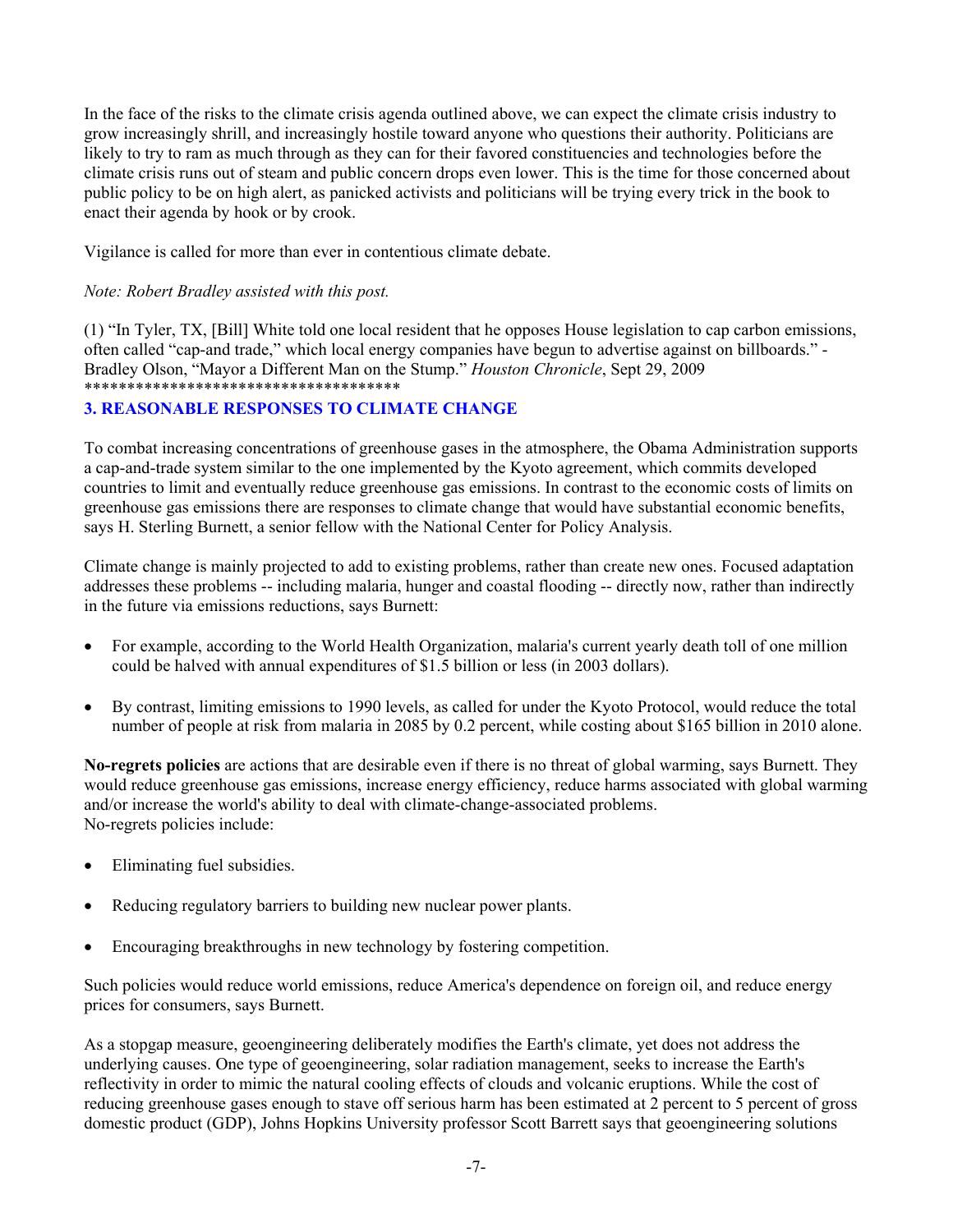In the face of the risks to the climate crisis agenda outlined above, we can expect the climate crisis industry to grow increasingly shrill, and increasingly hostile toward anyone who questions their authority. Politicians are likely to try to ram as much through as they can for their favored constituencies and technologies before the climate crisis runs out of steam and public concern drops even lower. This is the time for those concerned about public policy to be on high alert, as panicked activists and politicians will be trying every trick in the book to enact their agenda by hook or by crook.

Vigilance is called for more than ever in contentious climate debate.

*Note: Robert Bradley assisted with this post.*

(1) "In Tyler, TX, [Bill] White told one local resident that he opposes House legislation to cap carbon emissions, often called "cap-and trade," which local energy companies have begun to advertise against on billboards." - Bradley Olson, "Mayor a Different Man on the Stump." *Houston Chronicle*, Sept 29, 2009

*************************************

## 3. REASONABLE RESPONSES TO CLIMATE CHANGE

To combat increasing concentrations of greenhouse gases in the atmosphere, the Obama Administration supports a cap-and-trade system similar to the one implemented by the Kyoto agreement, which commits developed countries to limit and eventually reduce greenhouse gas emissions. In contrast to the economic costs of limits on greenhouse gas emissions there are responses to climate change that would have substantial economic benefits, says H. Sterling Burnett, a senior fellow with the National Center for Policy Analysis.

Climate change is mainly projected to add to existing problems, rather than create new ones. Focused adaptation addresses these problems -- including malaria, hunger and coastal flooding -- directly now, rather than indirectly in the future via emissions reductions, says Burnett:

- For example, according to the World Health Organization, malaria's current yearly death toll of one million could be halved with annual expenditures of $1.5 billion or less (in 2003 dollars).
- By contrast, limiting emissions to 1990 levels, as called for under the Kyoto Protocol, would reduce the total number of people at risk from malaria in 2085 by 0.2 percent, while costing about $165 billion in 2010 alone.

**No-regrets policies** are actions that are desirable even if there is no threat of global warming, says Burnett. They would reduce greenhouse gas emissions, increase energy efficiency, reduce harms associated with global warming and/or increase the world's ability to deal with climate-change-associated problems.
No-regrets policies include:

- Eliminating fuel subsidies.
- Reducing regulatory barriers to building new nuclear power plants.
- Encouraging breakthroughs in new technology by fostering competition.

Such policies would reduce world emissions, reduce America's dependence on foreign oil, and reduce energy prices for consumers, says Burnett.

As a stopgap measure, geoengineering deliberately modifies the Earth's climate, yet does not address the underlying causes. One type of geoengineering, solar radiation management, seeks to increase the Earth's reflectivity in order to mimic the natural cooling effects of clouds and volcanic eruptions. While the cost of reducing greenhouse gases enough to stave off serious harm has been estimated at 2 percent to 5 percent of gross domestic product (GDP), Johns Hopkins University professor Scott Barrett says that geoengineering solutions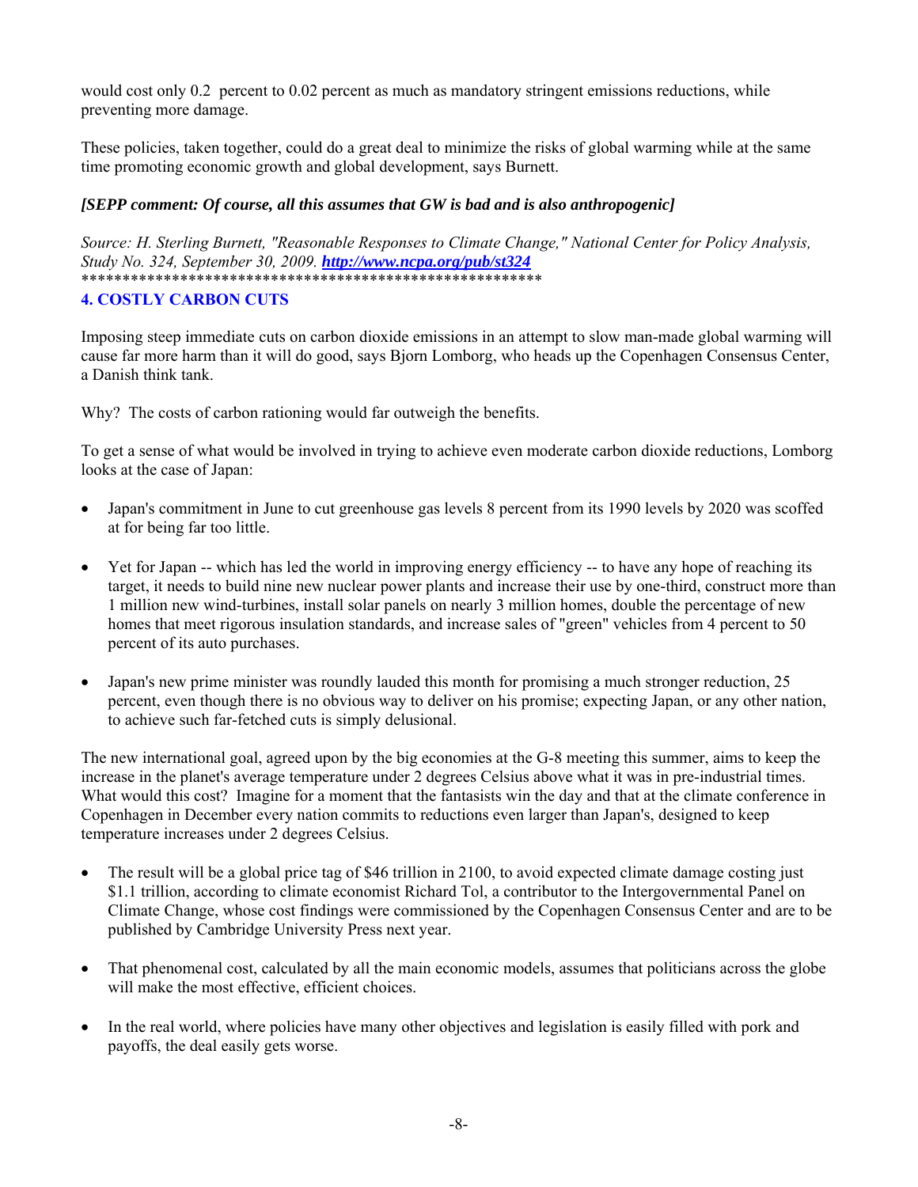would cost only 0.2 percent to 0.02 percent as much as mandatory stringent emissions reductions, while preventing more damage.

These policies, taken together, could do a great deal to minimize the risks of global warming while at the same time promoting economic growth and global development, says Burnett.

***[SEPP comment: Of course, all this assumes that GW is bad and is also anthropogenic]***

*Source: H. Sterling Burnett, "Reasonable Responses to Climate Change," National Center for Policy Analysis, Study No. 324, September 30, 2009.* ***http://www.ncpa.org/pub/st324***
********************************************************

### 4. COSTLY CARBON CUTS

Imposing steep immediate cuts on carbon dioxide emissions in an attempt to slow man-made global warming will cause far more harm than it will do good, says Bjorn Lomborg, who heads up the Copenhagen Consensus Center, a Danish think tank.

Why? The costs of carbon rationing would far outweigh the benefits.

To get a sense of what would be involved in trying to achieve even moderate carbon dioxide reductions, Lomborg looks at the case of Japan:

- Japan's commitment in June to cut greenhouse gas levels 8 percent from its 1990 levels by 2020 was scoffed at for being far too little.
- Yet for Japan -- which has led the world in improving energy efficiency -- to have any hope of reaching its target, it needs to build nine new nuclear power plants and increase their use by one-third, construct more than 1 million new wind-turbines, install solar panels on nearly 3 million homes, double the percentage of new homes that meet rigorous insulation standards, and increase sales of "green" vehicles from 4 percent to 50 percent of its auto purchases.
- Japan's new prime minister was roundly lauded this month for promising a much stronger reduction, 25 percent, even though there is no obvious way to deliver on his promise; expecting Japan, or any other nation, to achieve such far-fetched cuts is simply delusional.

The new international goal, agreed upon by the big economies at the G-8 meeting this summer, aims to keep the increase in the planet's average temperature under 2 degrees Celsius above what it was in pre-industrial times. What would this cost? Imagine for a moment that the fantasists win the day and that at the climate conference in Copenhagen in December every nation commits to reductions even larger than Japan's, designed to keep temperature increases under 2 degrees Celsius.

- The result will be a global price tag of $46 trillion in 2100, to avoid expected climate damage costing just $1.1 trillion, according to climate economist Richard Tol, a contributor to the Intergovernmental Panel on Climate Change, whose cost findings were commissioned by the Copenhagen Consensus Center and are to be published by Cambridge University Press next year.
- That phenomenal cost, calculated by all the main economic models, assumes that politicians across the globe will make the most effective, efficient choices.
- In the real world, where policies have many other objectives and legislation is easily filled with pork and payoffs, the deal easily gets worse.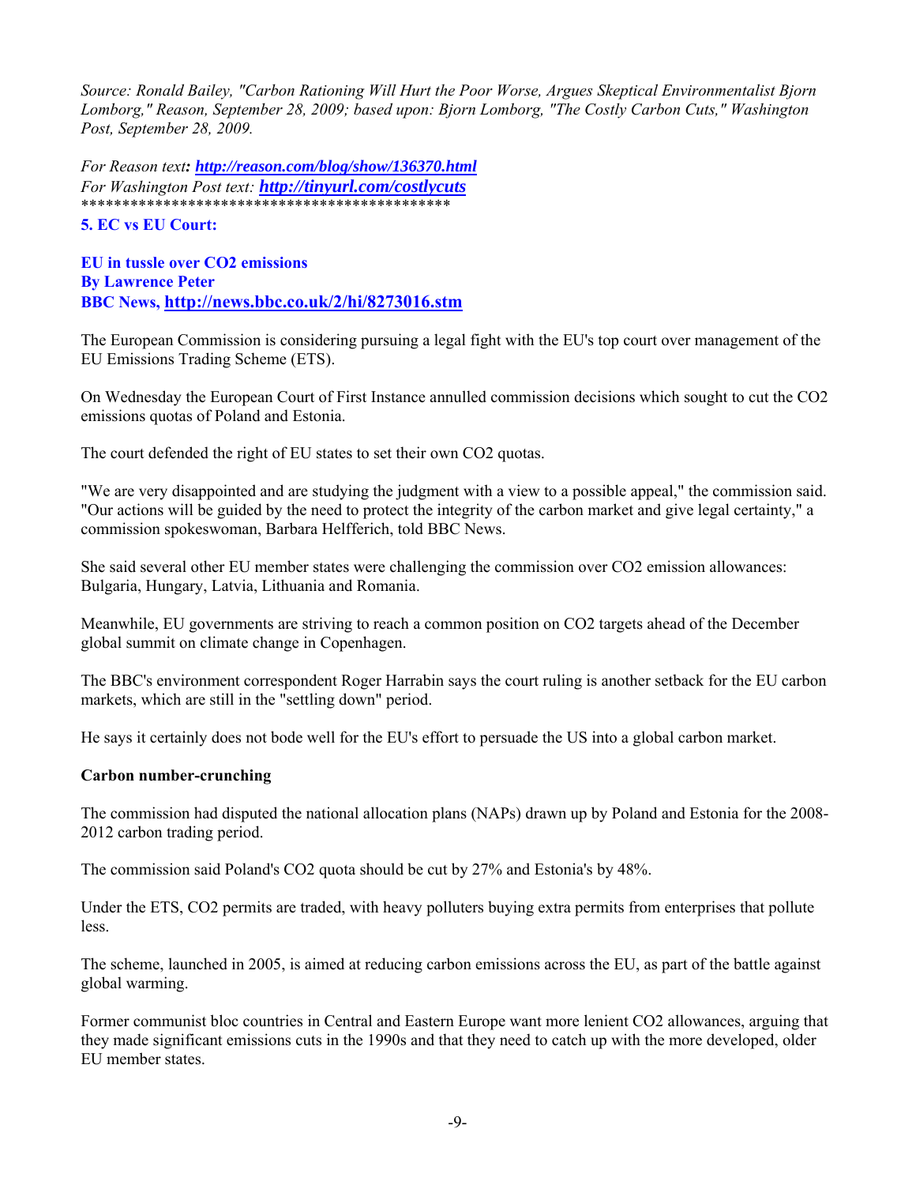*Source: Ronald Bailey, "Carbon Rationing Will Hurt the Poor Worse, Argues Skeptical Environmentalist Bjorn Lomborg," Reason, September 28, 2009; based upon: Bjorn Lomborg, "The Costly Carbon Cuts," Washington Post, September 28, 2009.*

*For Reason text:* ***http://reason.com/blog/show/136370.html***
*For Washington Post text:* ***http://tinyurl.com/costlycuts***
*********************************************

**5. EC vs EU Court:**

**EU in tussle over CO2 emissions**
**By Lawrence Peter**
**BBC News, http://news.bbc.co.uk/2/hi/8273016.stm**

The European Commission is considering pursuing a legal fight with the EU's top court over management of the EU Emissions Trading Scheme (ETS).

On Wednesday the European Court of First Instance annulled commission decisions which sought to cut the $CO_2$ emissions quotas of Poland and Estonia.

The court defended the right of EU states to set their own $CO_2$ quotas.

"We are very disappointed and are studying the judgment with a view to a possible appeal," the commission said. "Our actions will be guided by the need to protect the integrity of the carbon market and give legal certainty," a commission spokeswoman, Barbara Helfferich, told BBC News.

She said several other EU member states were challenging the commission over $CO_2$ emission allowances: Bulgaria, Hungary, Latvia, Lithuania and Romania.

Meanwhile, EU governments are striving to reach a common position on $CO_2$ targets ahead of the December global summit on climate change in Copenhagen.

The BBC's environment correspondent Roger Harrabin says the court ruling is another setback for the EU carbon markets, which are still in the "settling down" period.

He says it certainly does not bode well for the EU's effort to persuade the US into a global carbon market.

**Carbon number-crunching**

The commission had disputed the national allocation plans (NAPs) drawn up by Poland and Estonia for the 2008-2012 carbon trading period.

The commission said Poland's $CO_2$ quota should be cut by 27% and Estonia's by 48%.

Under the ETS, $CO_2$ permits are traded, with heavy polluters buying extra permits from enterprises that pollute less.

The scheme, launched in 2005, is aimed at reducing carbon emissions across the EU, as part of the battle against global warming.

Former communist bloc countries in Central and Eastern Europe want more lenient $CO_2$ allowances, arguing that they made significant emissions cuts in the 1990s and that they need to catch up with the more developed, older EU member states.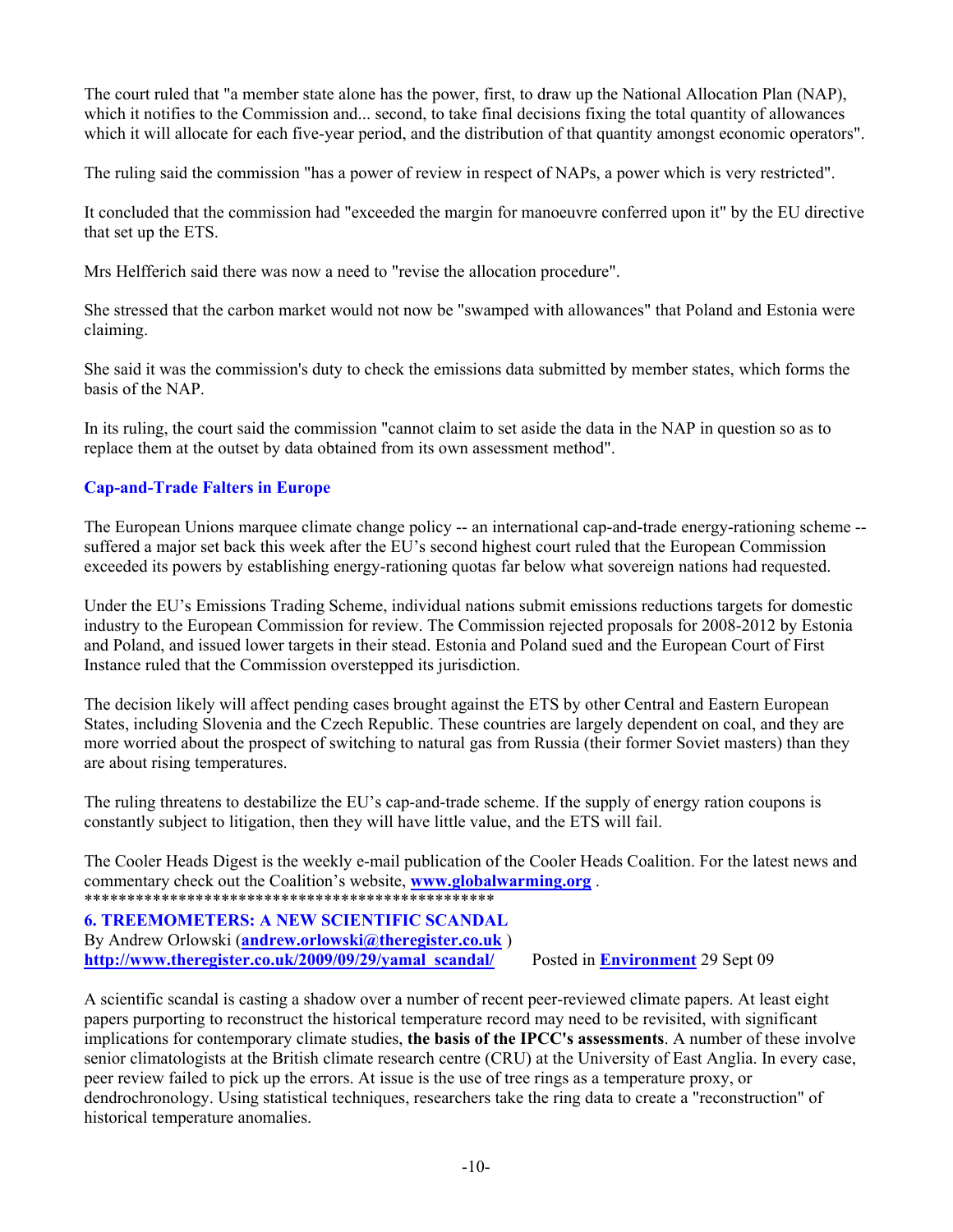The court ruled that "a member state alone has the power, first, to draw up the National Allocation Plan (NAP), which it notifies to the Commission and... second, to take final decisions fixing the total quantity of allowances which it will allocate for each five-year period, and the distribution of that quantity amongst economic operators".

The ruling said the commission "has a power of review in respect of NAPs, a power which is very restricted".

It concluded that the commission had "exceeded the margin for manoeuvre conferred upon it" by the EU directive that set up the ETS.

Mrs Helfferich said there was now a need to "revise the allocation procedure".

She stressed that the carbon market would not now be "swamped with allowances" that Poland and Estonia were claiming.

She said it was the commission's duty to check the emissions data submitted by member states, which forms the basis of the NAP.

In its ruling, the court said the commission "cannot claim to set aside the data in the NAP in question so as to replace them at the outset by data obtained from its own assessment method".

### Cap-and-Trade Falters in Europe

The European Unions marquee climate change policy -- an international cap-and-trade energy-rationing scheme -- suffered a major set back this week after the EU's second highest court ruled that the European Commission exceeded its powers by establishing energy-rationing quotas far below what sovereign nations had requested.

Under the EU's Emissions Trading Scheme, individual nations submit emissions reductions targets for domestic industry to the European Commission for review. The Commission rejected proposals for 2008-2012 by Estonia and Poland, and issued lower targets in their stead. Estonia and Poland sued and the European Court of First Instance ruled that the Commission overstepped its jurisdiction.

The decision likely will affect pending cases brought against the ETS by other Central and Eastern European States, including Slovenia and the Czech Republic. These countries are largely dependent on coal, and they are more worried about the prospect of switching to natural gas from Russia (their former Soviet masters) than they are about rising temperatures.

The ruling threatens to destabilize the EU's cap-and-trade scheme. If the supply of energy ration coupons is constantly subject to litigation, then they will have little value, and the ETS will fail.

The Cooler Heads Digest is the weekly e-mail publication of the Cooler Heads Coalition. For the latest news and commentary check out the Coalition's website, **www.globalwarming.org** .

**************************************************

### 6. TREEMOMETERS: A NEW SCIENTIFIC SCANDAL

By Andrew Orlowski (**andrew.orlowski@theregister.co.uk** )
**http://www.theregister.co.uk/2009/09/29/yamal_scandal/** Posted in **Environment** 29 Sept 09

A scientific scandal is casting a shadow over a number of recent peer-reviewed climate papers. At least eight papers purporting to reconstruct the historical temperature record may need to be revisited, with significant implications for contemporary climate studies, **the basis of the IPCC's assessments**. A number of these involve senior climatologists at the British climate research centre (CRU) at the University of East Anglia. In every case, peer review failed to pick up the errors. At issue is the use of tree rings as a temperature proxy, or dendrochronology. Using statistical techniques, researchers take the ring data to create a "reconstruction" of historical temperature anomalies.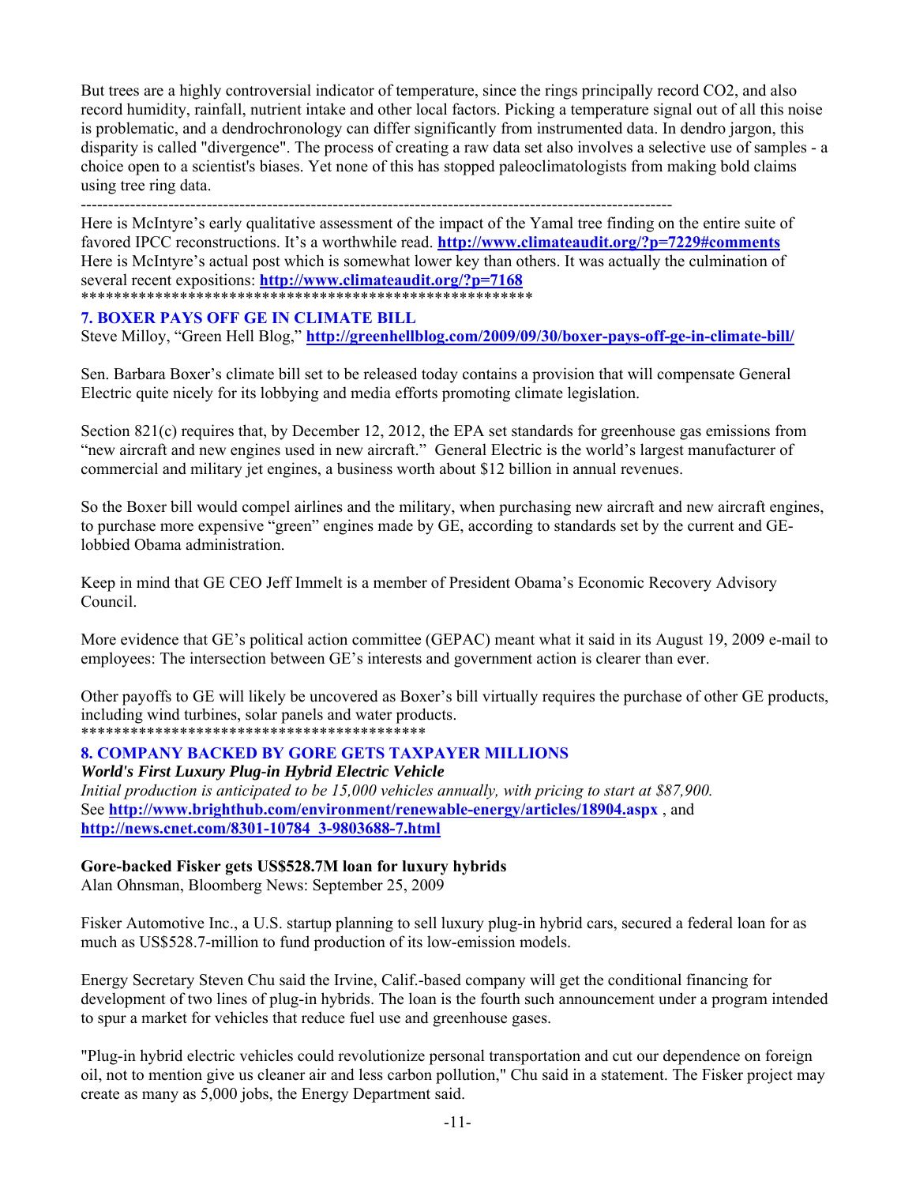But trees are a highly controversial indicator of temperature, since the rings principally record CO2, and also record humidity, rainfall, nutrient intake and other local factors. Picking a temperature signal out of all this noise is problematic, and a dendrochronology can differ significantly from instrumented data. In dendro jargon, this disparity is called "divergence". The process of creating a raw data set also involves a selective use of samples - a choice open to a scientist's biases. Yet none of this has stopped paleoclimatologists from making bold claims using tree ring data.

--------------------------------------------------------------------------------------------------------------

Here is McIntyre's early qualitative assessment of the impact of the Yamal tree finding on the entire suite of favored IPCC reconstructions. It's a worthwhile read. **http://www.climateaudit.org/?p=7229#comments**
Here is McIntyre's actual post which is somewhat lower key than others. It was actually the culmination of several recent expositions: **http://www.climateaudit.org/?p=7168**

*******************************************************

## 7. BOXER PAYS OFF GE IN CLIMATE BILL

Steve Milloy, "Green Hell Blog," **http://greenhellblog.com/2009/09/30/boxer-pays-off-ge-in-climate-bill/**

Sen. Barbara Boxer's climate bill set to be released today contains a provision that will compensate General Electric quite nicely for its lobbying and media efforts promoting climate legislation.

Section 821(c) requires that, by December 12, 2012, the EPA set standards for greenhouse gas emissions from "new aircraft and new engines used in new aircraft." General Electric is the world's largest manufacturer of commercial and military jet engines, a business worth about $12 billion in annual revenues.

So the Boxer bill would compel airlines and the military, when purchasing new aircraft and new aircraft engines, to purchase more expensive "green" engines made by GE, according to standards set by the current and GE-lobbied Obama administration.

Keep in mind that GE CEO Jeff Immelt is a member of President Obama's Economic Recovery Advisory Council.

More evidence that GE's political action committee (GEPAC) meant what it said in its August 19, 2009 e-mail to employees: The intersection between GE's interests and government action is clearer than ever.

Other payoffs to GE will likely be uncovered as Boxer's bill virtually requires the purchase of other GE products, including wind turbines, solar panels and water products.

******************************************

## 8. COMPANY BACKED BY GORE GETS TAXPAYER MILLIONS

***World's First Luxury Plug-in Hybrid Electric Vehicle***

*Initial production is anticipated to be 15,000 vehicles annually, with pricing to start at $87,900.*
See **http://www.brighthub.com/environment/renewable-energy/articles/18904.aspx** , and **http://news.cnet.com/8301-10784_3-9803688-7.html**

**Gore-backed Fisker gets US$528.7M loan for luxury hybrids**
Alan Ohnsman, Bloomberg News: September 25, 2009

Fisker Automotive Inc., a U.S. startup planning to sell luxury plug-in hybrid cars, secured a federal loan for as much as US$528.7-million to fund production of its low-emission models.

Energy Secretary Steven Chu said the Irvine, Calif.-based company will get the conditional financing for development of two lines of plug-in hybrids. The loan is the fourth such announcement under a program intended to spur a market for vehicles that reduce fuel use and greenhouse gases.

"Plug-in hybrid electric vehicles could revolutionize personal transportation and cut our dependence on foreign oil, not to mention give us cleaner air and less carbon pollution," Chu said in a statement. The Fisker project may create as many as 5,000 jobs, the Energy Department said.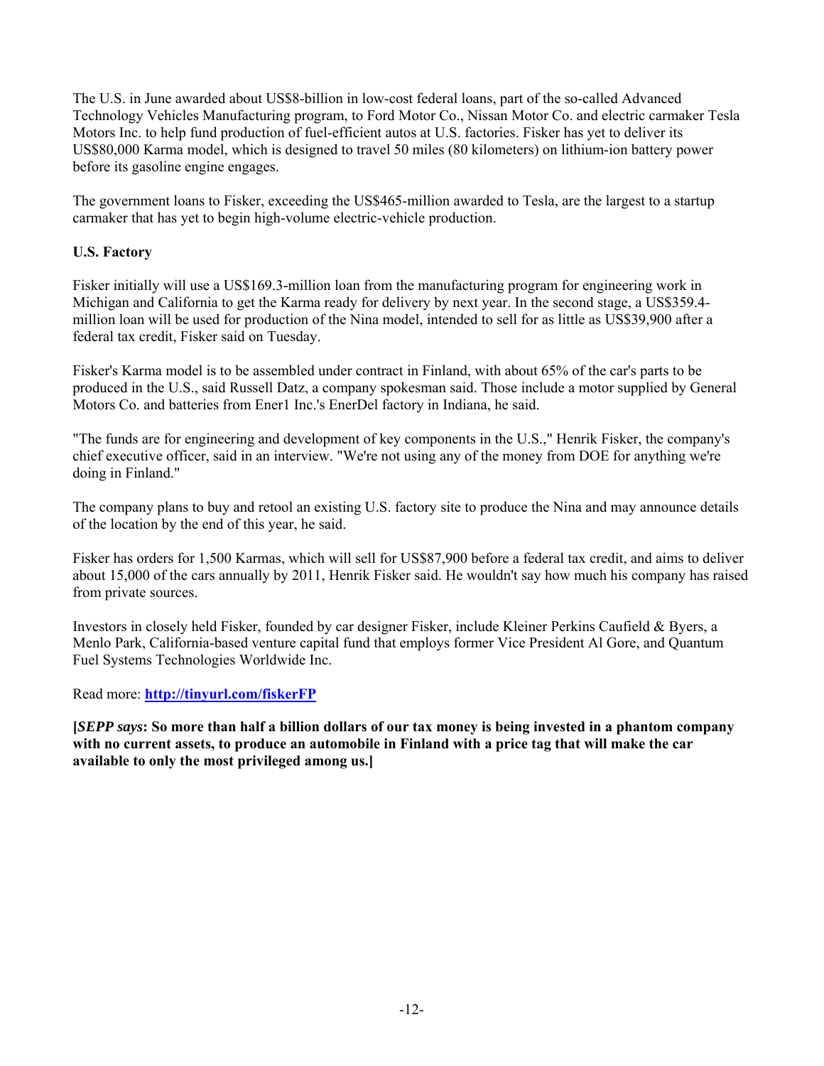The U.S. in June awarded about US$8-billion in low-cost federal loans, part of the so-called Advanced Technology Vehicles Manufacturing program, to Ford Motor Co., Nissan Motor Co. and electric carmaker Tesla Motors Inc. to help fund production of fuel-efficient autos at U.S. factories. Fisker has yet to deliver its US$80,000 Karma model, which is designed to travel 50 miles (80 kilometers) on lithium-ion battery power before its gasoline engine engages.

The government loans to Fisker, exceeding the US$465-million awarded to Tesla, are the largest to a startup carmaker that has yet to begin high-volume electric-vehicle production.

**U.S. Factory**

Fisker initially will use a US$169.3-million loan from the manufacturing program for engineering work in Michigan and California to get the Karma ready for delivery by next year. In the second stage, a US$359.4-million loan will be used for production of the Nina model, intended to sell for as little as US$39,900 after a federal tax credit, Fisker said on Tuesday.

Fisker's Karma model is to be assembled under contract in Finland, with about 65% of the car's parts to be produced in the U.S., said Russell Datz, a company spokesman said. Those include a motor supplied by General Motors Co. and batteries from Ener1 Inc.'s EnerDel factory in Indiana, he said.

"The funds are for engineering and development of key components in the U.S.," Henrik Fisker, the company's chief executive officer, said in an interview. "We're not using any of the money from DOE for anything we're doing in Finland."

The company plans to buy and retool an existing U.S. factory site to produce the Nina and may announce details of the location by the end of this year, he said.

Fisker has orders for 1,500 Karmas, which will sell for US$87,900 before a federal tax credit, and aims to deliver about 15,000 of the cars annually by 2011, Henrik Fisker said. He wouldn't say how much his company has raised from private sources.

Investors in closely held Fisker, founded by car designer Fisker, include Kleiner Perkins Caufield & Byers, a Menlo Park, California-based venture capital fund that employs former Vice President Al Gore, and Quantum Fuel Systems Technologies Worldwide Inc.

Read more: **http://tinyurl.com/fiskerFP**

**[*SEPP says*: So more than half a billion dollars of our tax money is being invested in a phantom company with no current assets, to produce an automobile in Finland with a price tag that will make the car available to only the most privileged among us.]**